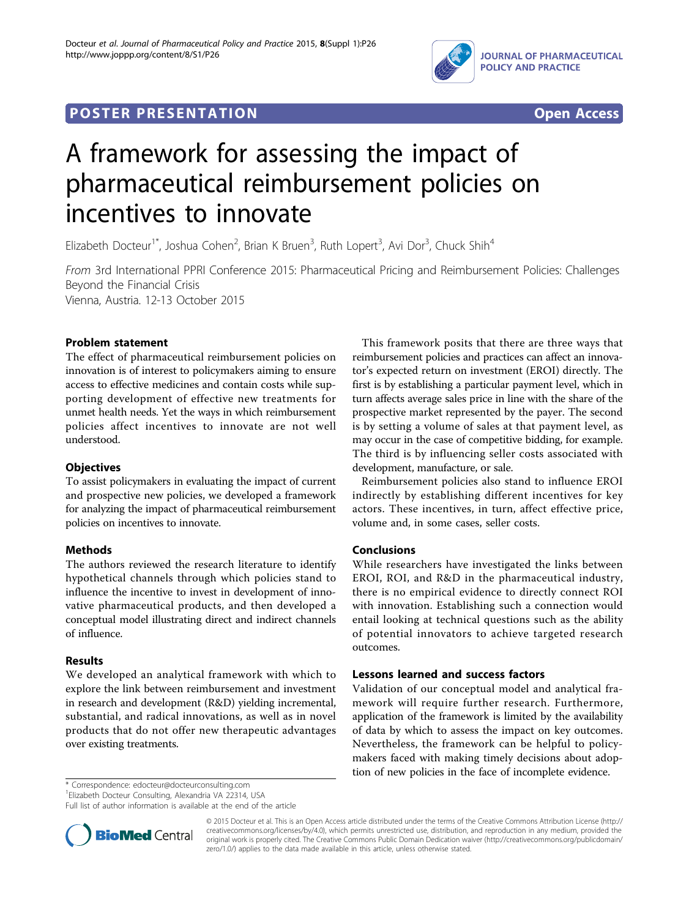POSTER PRESENTATION Open Access

# A framework for assessing the impact of pharmaceutical reimbursement policies on incentives to innovate

Elizabeth Docteur[1*], Joshua Cohen[2], Brian K Bruen[3], Ruth Lopert[3], Avi Dor[3], Chuck Shih[4]

*From* 3rd International PPRI Conference 2015: Pharmaceutical Pricing and Reimbursement Policies: Challenges Beyond the Financial Crisis
Vienna, Austria. 12-13 October 2015

## Problem statement

The effect of pharmaceutical reimbursement policies on innovation is of interest to policymakers aiming to ensure access to effective medicines and contain costs while supporting development of effective new treatments for unmet health needs. Yet the ways in which reimbursement policies affect incentives to innovate are not well understood.

## Objectives

To assist policymakers in evaluating the impact of current and prospective new policies, we developed a framework for analyzing the impact of pharmaceutical reimbursement policies on incentives to innovate.

## Methods

The authors reviewed the research literature to identify hypothetical channels through which policies stand to influence the incentive to invest in development of innovative pharmaceutical products, and then developed a conceptual model illustrating direct and indirect channels of influence.

## Results

We developed an analytical framework with which to explore the link between reimbursement and investment in research and development (R&D) yielding incremental, substantial, and radical innovations, as well as in novel products that do not offer new therapeutic advantages over existing treatments.

This framework posits that there are three ways that reimbursement policies and practices can affect an innovator's expected return on investment (EROI) directly. The first is by establishing a particular payment level, which in turn affects average sales price in line with the share of the prospective market represented by the payer. The second is by setting a volume of sales at that payment level, as may occur in the case of competitive bidding, for example. The third is by influencing seller costs associated with development, manufacture, or sale.

Reimbursement policies also stand to influence EROI indirectly by establishing different incentives for key actors. These incentives, in turn, affect effective price, volume and, in some cases, seller costs.

## Conclusions

While researchers have investigated the links between EROI, ROI, and R&D in the pharmaceutical industry, there is no empirical evidence to directly connect ROI with innovation. Establishing such a connection would entail looking at technical questions such as the ability of potential innovators to achieve targeted research outcomes.

## Lessons learned and success factors

Validation of our conceptual model and analytical framework will require further research. Furthermore, application of the framework is limited by the availability of data by which to assess the impact on key outcomes. Nevertheless, the framework can be helpful to policymakers faced with making timely decisions about adoption of new policies in the face of incomplete evidence.

\* Correspondence: edocteur@docteurconsulting.com
[1]Elizabeth Docteur Consulting, Alexandria VA 22314, USA
Full list of author information is available at the end of the article

© 2015 Docteur et al. This is an Open Access article distributed under the terms of the Creative Commons Attribution License (http://creativecommons.org/licenses/by/4.0), which permits unrestricted use, distribution, and reproduction in any medium, provided the original work is properly cited. The Creative Commons Public Domain Dedication waiver (http://creativecommons.org/publicdomain/zero/1.0/) applies to the data made available in this article, unless otherwise stated.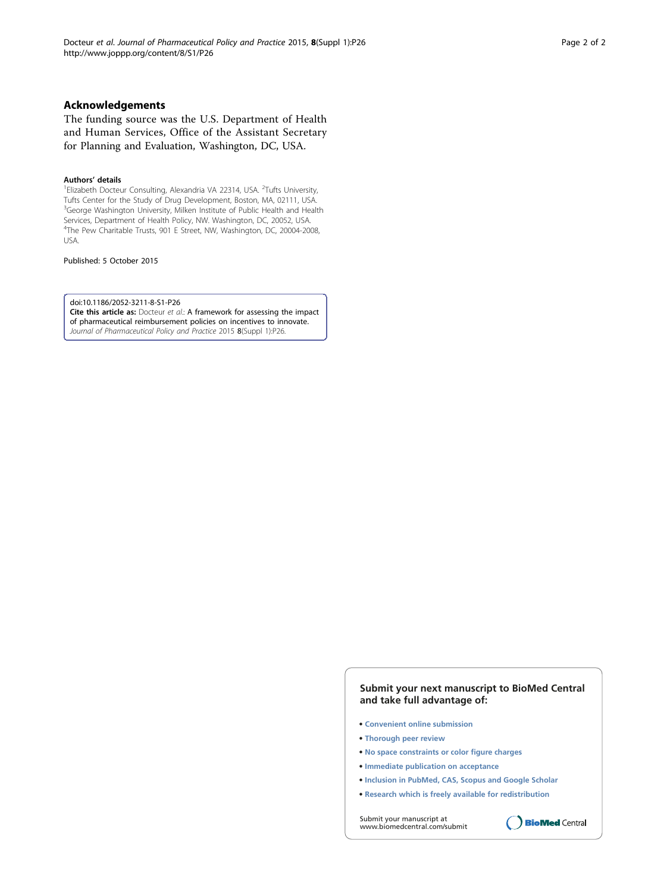## Acknowledgements

The funding source was the U.S. Department of Health and Human Services, Office of the Assistant Secretary for Planning and Evaluation, Washington, DC, USA.

#### Authors' details

[1]Elizabeth Docteur Consulting, Alexandria VA 22314, USA. [2]Tufts University, Tufts Center for the Study of Drug Development, Boston, MA, 02111, USA. [3]George Washington University, Milken Institute of Public Health and Health Services, Department of Health Policy, NW. Washington, DC, 20052, USA. [4]The Pew Charitable Trusts, 901 E Street, NW, Washington, DC, 20004-2008, USA.

Published: 5 October 2015

doi:10.1186/2052-3211-8-S1-P26
**Cite this article as:** Docteur *et al.*: A framework for assessing the impact of pharmaceutical reimbursement policies on incentives to innovate. *Journal of Pharmaceutical Policy and Practice* 2015 **8**(Suppl 1):P26.

**Submit your next manuscript to BioMed Central and take full advantage of:**

- Convenient online submission
- Thorough peer review
- No space constraints or color figure charges
- Immediate publication on acceptance
- Inclusion in PubMed, CAS, Scopus and Google Scholar
- Research which is freely available for redistribution

Submit your manuscript at www.biomedcentral.com/submit

BioMed Central